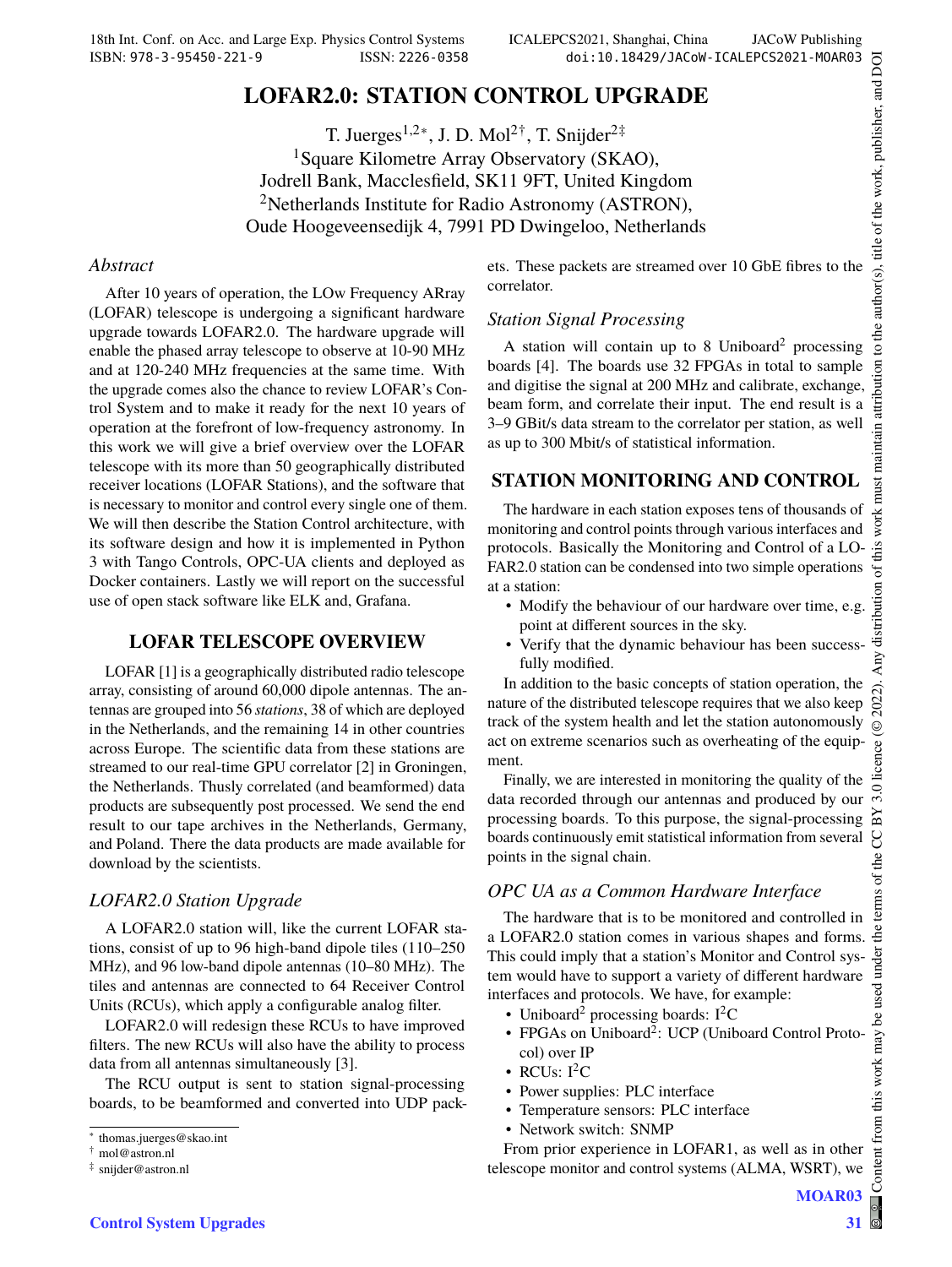# LOFAR2.0: STATION CONTROL UPGRADE

T. Juerges[1,2*], J. D. Mol[2†], T. Snijder[2‡]

[1]Square Kilometre Array Observatory (SKAO), Jodrell Bank, Macclesfield, SK11 9FT, United Kingdom

[2]Netherlands Institute for Radio Astronomy (ASTRON), Oude Hoogeveensedijk 4, 7991 PD Dwingeloo, Netherlands

*Abstract*

After 10 years of operation, the LOw Frequency ARray (LOFAR) telescope is undergoing a significant hardware upgrade towards LOFAR2.0. The hardware upgrade will enable the phased array telescope to observe at 10-90 MHz and at 120-240 MHz frequencies at the same time. With the upgrade comes also the chance to review LOFAR's Control System and to make it ready for the next 10 years of operation at the forefront of low-frequency astronomy. In this work we will give a brief overview over the LOFAR telescope with its more than 50 geographically distributed receiver locations (LOFAR Stations), and the software that is necessary to monitor and control every single one of them. We will then describe the Station Control architecture, with its software design and how it is implemented in Python 3 with Tango Controls, OPC-UA clients and deployed as Docker containers. Lastly we will report on the successful use of open stack software like ELK and, Grafana.

## LOFAR TELESCOPE OVERVIEW

LOFAR [1] is a geographically distributed radio telescope array, consisting of around 60,000 dipole antennas. The antennas are grouped into 56 *stations*, 38 of which are deployed in the Netherlands, and the remaining 14 in other countries across Europe. The scientific data from these stations are streamed to our real-time GPU correlator [2] in Groningen, the Netherlands. Thusly correlated (and beamformed) data products are subsequently post processed. We send the end result to our tape archives in the Netherlands, Germany, and Poland. There the data products are made available for download by the scientists.

### *LOFAR2.0 Station Upgrade*

A LOFAR2.0 station will, like the current LOFAR stations, consist of up to 96 high-band dipole tiles (110–250 MHz), and 96 low-band dipole antennas (10–80 MHz). The tiles and antennas are connected to 64 Receiver Control Units (RCUs), which apply a configurable analog filter.

LOFAR2.0 will redesign these RCUs to have improved filters. The new RCUs will also have the ability to process data from all antennas simultaneously [3].

The RCU output is sent to station signal-processing boards, to be beamformed and converted into UDP packets. These packets are streamed over 10 GbE fibres to the correlator.

### *Station Signal Processing*

A station will contain up to 8 Uniboard$^2$ processing boards [4]. The boards use 32 FPGAs in total to sample and digitise the signal at 200 MHz and calibrate, exchange, beam form, and correlate their input. The end result is a 3–9 GBit/s data stream to the correlator per station, as well as up to 300 Mbit/s of statistical information.

## STATION MONITORING AND CONTROL

The hardware in each station exposes tens of thousands of monitoring and control points through various interfaces and protocols. Basically the Monitoring and Control of a LOFAR2.0 station can be condensed into two simple operations at a station:

- Modify the behaviour of our hardware over time, e.g. point at different sources in the sky.
- Verify that the dynamic behaviour has been successfully modified.

In addition to the basic concepts of station operation, the nature of the distributed telescope requires that we also keep track of the system health and let the station autonomously act on extreme scenarios such as overheating of the equipment.

Finally, we are interested in monitoring the quality of the data recorded through our antennas and produced by our processing boards. To this purpose, the signal-processing boards continuously emit statistical information from several points in the signal chain.

### *OPC UA as a Common Hardware Interface*

The hardware that is to be monitored and controlled in a LOFAR2.0 station comes in various shapes and forms. This could imply that a station's Monitor and Control system would have to support a variety of different hardware interfaces and protocols. We have, for example:

- Uniboard$^2$ processing boards: I$^2$C
- FPGAs on Uniboard$^2$: UCP (Uniboard Control Protocol) over IP
- RCUs: I$^2$C
- Power supplies: PLC interface
- Temperature sensors: PLC interface
- Network switch: SNMP

From prior experience in LOFAR1, as well as in other telescope monitor and control systems (ALMA, WSRT), we

---

* thomas.juerges@skao.int
† mol@astron.nl
‡ snijder@astron.nl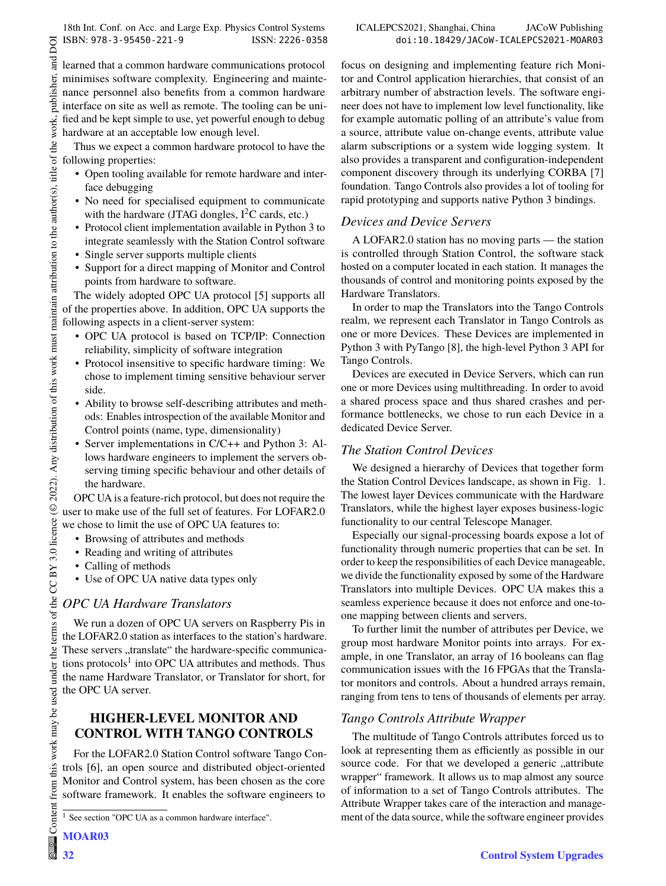learned that a common hardware communications protocol minimises software complexity. Engineering and maintenance personnel also benefits from a common hardware interface on site as well as remote. The tooling can be unified and be kept simple to use, yet powerful enough to debug hardware at an acceptable low enough level.

Thus we expect a common hardware protocol to have the following properties:

- Open tooling available for remote hardware and interface debugging
- No need for specialised equipment to communicate with the hardware (JTAG dongles, $I^2C$ cards, etc.)
- Protocol client implementation available in Python 3 to integrate seamlessly with the Station Control software
- Single server supports multiple clients
- Support for a direct mapping of Monitor and Control points from hardware to software.

The widely adopted OPC UA protocol [5] supports all of the properties above. In addition, OPC UA supports the following aspects in a client-server system:

- OPC UA protocol is based on TCP/IP: Connection reliability, simplicity of software integration
- Protocol insensitive to specific hardware timing: We chose to implement timing sensitive behaviour server side.
- Ability to browse self-describing attributes and methods: Enables introspection of the available Monitor and Control points (name, type, dimensionality)
- Server implementations in C/C++ and Python 3: Allows hardware engineers to implement the servers observing timing specific behaviour and other details of the hardware.

OPC UA is a feature-rich protocol, but does not require the user to make use of the full set of features. For LOFAR2.0 we chose to limit the use of OPC UA features to:

- Browsing of attributes and methods
- Reading and writing of attributes
- Calling of methods
- Use of OPC UA native data types only

### *OPC UA Hardware Translators*

We run a dozen of OPC UA servers on Raspberry Pis in the LOFAR2.0 station as interfaces to the station's hardware. These servers „translate“ the hardware-specific communications protocols[1] into OPC UA attributes and methods. Thus the name Hardware Translator, or Translator for short, for the OPC UA server.

## HIGHER-LEVEL MONITOR AND CONTROL WITH TANGO CONTROLS

For the LOFAR2.0 Station Control software Tango Controls [6], an open source and distributed object-oriented Monitor and Control system, has been chosen as the core software framework. It enables the software engineers to focus on designing and implementing feature rich Monitor and Control application hierarchies, that consist of an arbitrary number of abstraction levels. The software engineer does not have to implement low level functionality, like for example automatic polling of an attribute's value from a source, attribute value on-change events, attribute value alarm subscriptions or a system wide logging system. It also provides a transparent and configuration-independent component discovery through its underlying CORBA [7] foundation. Tango Controls also provides a lot of tooling for rapid prototyping and supports native Python 3 bindings.

### *Devices and Device Servers*

A LOFAR2.0 station has no moving parts — the station is controlled through Station Control, the software stack hosted on a computer located in each station. It manages the thousands of control and monitoring points exposed by the Hardware Translators.

In order to map the Translators into the Tango Controls realm, we represent each Translator in Tango Controls as one or more Devices. These Devices are implemented in Python 3 with PyTango [8], the high-level Python 3 API for Tango Controls.

Devices are executed in Device Servers, which can run one or more Devices using multithreading. In order to avoid a shared process space and thus shared crashes and performance bottlenecks, we chose to run each Device in a dedicated Device Server.

### *The Station Control Devices*

We designed a hierarchy of Devices that together form the Station Control Devices landscape, as shown in Fig. 1. The lowest layer Devices communicate with the Hardware Translators, while the highest layer exposes business-logic functionality to our central Telescope Manager.

Especially our signal-processing boards expose a lot of functionality through numeric properties that can be set. In order to keep the responsibilities of each Device manageable, we divide the functionality exposed by some of the Hardware Translators into multiple Devices. OPC UA makes this a seamless experience because it does not enforce and one-to-one mapping between clients and servers.

To further limit the number of attributes per Device, we group most hardware Monitor points into arrays. For example, in one Translator, an array of 16 booleans can flag communication issues with the 16 FPGAs that the Translator monitors and controls. About a hundred arrays remain, ranging from tens to tens of thousands of elements per array.

### *Tango Controls Attribute Wrapper*

The multitude of Tango Controls attributes forced us to look at representing them as efficiently as possible in our source code. For that we developed a generic „attribute wrapper“ framework. It allows us to map almost any source of information to a set of Tango Controls attributes. The Attribute Wrapper takes care of the interaction and management of the data source, while the software engineer provides

[1] See section "OPC UA as a common hardware interface".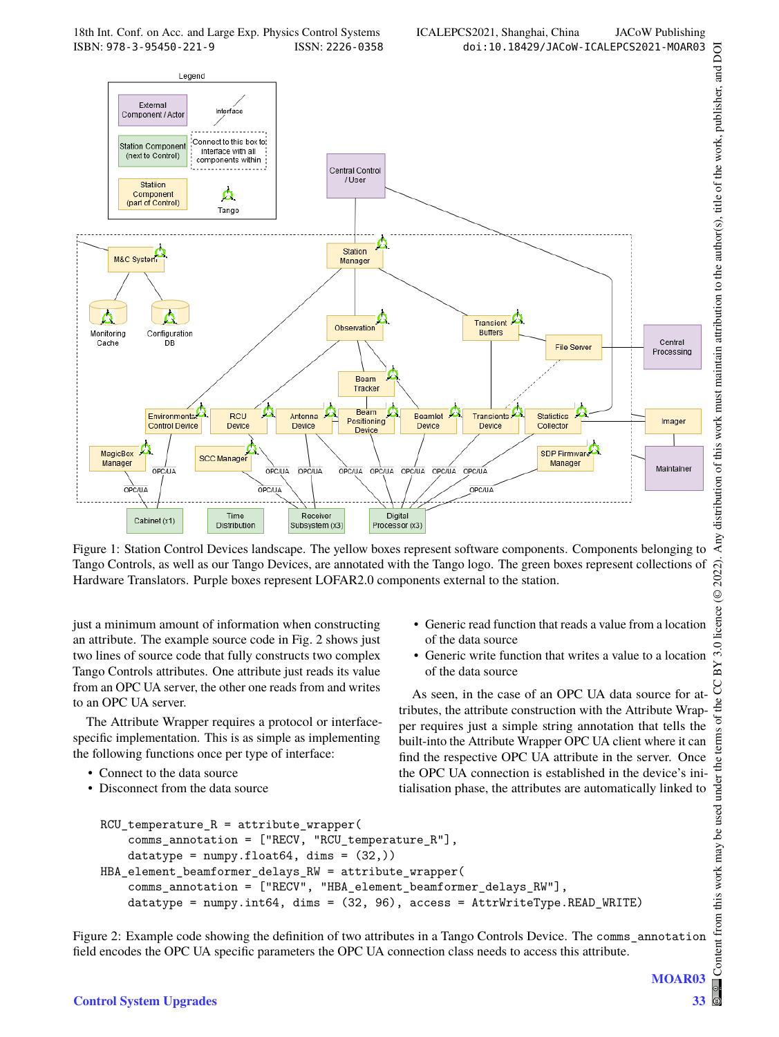Figure 1: Station Control Devices landscape. The yellow boxes represent software components. Components belonging to Tango Controls, as well as our Tango Devices, are annotated with the Tango logo. The green boxes represent collections of Hardware Translators. Purple boxes represent LOFAR2.0 components external to the station.

just a minimum amount of information when constructing an attribute. The example source code in Fig. 2 shows just two lines of source code that fully constructs two complex Tango Controls attributes. One attribute just reads its value from an OPC UA server, the other one reads from and writes to an OPC UA server.

The Attribute Wrapper requires a protocol or interface-specific implementation. This is as simple as implementing the following functions once per type of interface:

- Connect to the data source
- Disconnect from the data source
- Generic read function that reads a value from a location of the data source
- Generic write function that writes a value to a location of the data source

As seen, in the case of an OPC UA data source for attributes, the attribute construction with the Attribute Wrapper requires just a simple string annotation that tells the built-into the Attribute Wrapper OPC UA client where it can find the respective OPC UA attribute in the server. Once the OPC UA connection is established in the device's initialisation phase, the attributes are automatically linked to

```
RCU_temperature_R = attribute_wrapper(
    comms_annotation = ["RECV, "RCU_temperature_R"],
    datatype = numpy.float64, dims = (32,))
HBA_element_beamformer_delays_RW = attribute_wrapper(
    comms_annotation = ["RECV", "HBA_element_beamformer_delays_RW"],
    datatype = numpy.int64, dims = (32, 96), access = AttrWriteType.READ_WRITE)
```

Figure 2: Example code showing the definition of two attributes in a Tango Controls Device. The `comms_annotation` field encodes the OPC UA specific parameters the OPC UA connection class needs to access this attribute.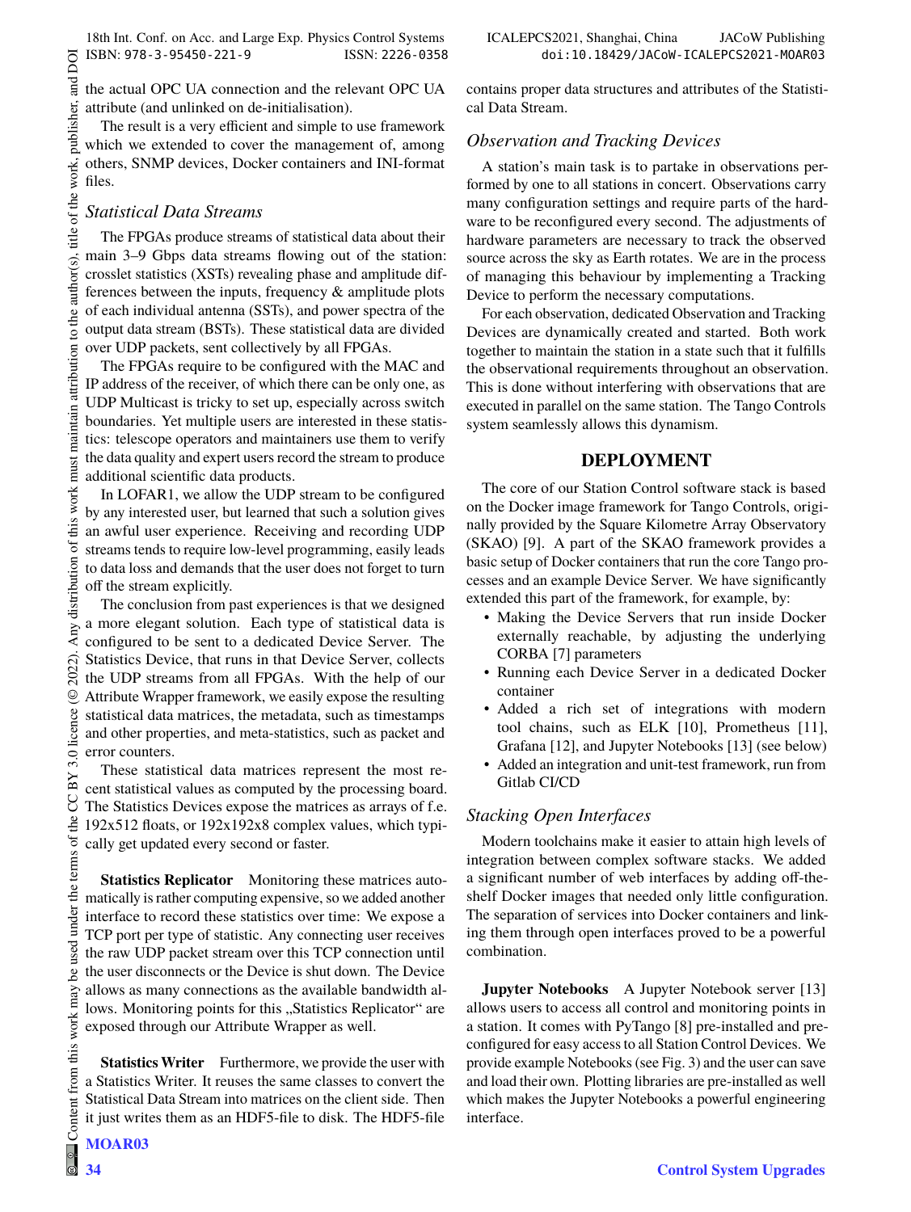the actual OPC UA connection and the relevant OPC UA attribute (and unlinked on de-initialisation).

The result is a very efficient and simple to use framework which we extended to cover the management of, among others, SNMP devices, Docker containers and INI-format files.

### *Statistical Data Streams*

The FPGAs produce streams of statistical data about their main 3–9 Gbps data streams flowing out of the station: crosslet statistics (XSTs) revealing phase and amplitude differences between the inputs, frequency & amplitude plots of each individual antenna (SSTs), and power spectra of the output data stream (BSTs). These statistical data are divided over UDP packets, sent collectively by all FPGAs.

The FPGAs require to be configured with the MAC and IP address of the receiver, of which there can be only one, as UDP Multicast is tricky to set up, especially across switch boundaries. Yet multiple users are interested in these statistics: telescope operators and maintainers use them to verify the data quality and expert users record the stream to produce additional scientific data products.

In LOFAR1, we allow the UDP stream to be configured by any interested user, but learned that such a solution gives an awful user experience. Receiving and recording UDP streams tends to require low-level programming, easily leads to data loss and demands that the user does not forget to turn off the stream explicitly.

The conclusion from past experiences is that we designed a more elegant solution. Each type of statistical data is configured to be sent to a dedicated Device Server. The Statistics Device, that runs in that Device Server, collects the UDP streams from all FPGAs. With the help of our Attribute Wrapper framework, we easily expose the resulting statistical data matrices, the metadata, such as timestamps and other properties, and meta-statistics, such as packet and error counters.

These statistical data matrices represent the most recent statistical values as computed by the processing board. The Statistics Devices expose the matrices as arrays of f.e. 192x512 floats, or 192x192x8 complex values, which typically get updated every second or faster.

**Statistics Replicator** Monitoring these matrices automatically is rather computing expensive, so we added another interface to record these statistics over time: We expose a TCP port per type of statistic. Any connecting user receives the raw UDP packet stream over this TCP connection until the user disconnects or the Device is shut down. The Device allows as many connections as the available bandwidth allows. Monitoring points for this „Statistics Replicator“ are exposed through our Attribute Wrapper as well.

**Statistics Writer** Furthermore, we provide the user with a Statistics Writer. It reuses the same classes to convert the Statistical Data Stream into matrices on the client side. Then it just writes them as an HDF5-file to disk. The HDF5-file contains proper data structures and attributes of the Statistical Data Stream.

### *Observation and Tracking Devices*

A station's main task is to partake in observations performed by one to all stations in concert. Observations carry many configuration settings and require parts of the hardware to be reconfigured every second. The adjustments of hardware parameters are necessary to track the observed source across the sky as Earth rotates. We are in the process of managing this behaviour by implementing a Tracking Device to perform the necessary computations.

For each observation, dedicated Observation and Tracking Devices are dynamically created and started. Both work together to maintain the station in a state such that it fulfills the observational requirements throughout an observation. This is done without interfering with observations that are executed in parallel on the same station. The Tango Controls system seamlessly allows this dynamism.

## DEPLOYMENT

The core of our Station Control software stack is based on the Docker image framework for Tango Controls, originally provided by the Square Kilometre Array Observatory (SKAO) [9]. A part of the SKAO framework provides a basic setup of Docker containers that run the core Tango processes and an example Device Server. We have significantly extended this part of the framework, for example, by:

- Making the Device Servers that run inside Docker externally reachable, by adjusting the underlying CORBA [7] parameters
- Running each Device Server in a dedicated Docker container
- Added a rich set of integrations with modern tool chains, such as ELK [10], Prometheus [11], Grafana [12], and Jupyter Notebooks [13] (see below)
- Added an integration and unit-test framework, run from Gitlab CI/CD

### *Stacking Open Interfaces*

Modern toolchains make it easier to attain high levels of integration between complex software stacks. We added a significant number of web interfaces by adding off-the-shelf Docker images that needed only little configuration. The separation of services into Docker containers and linking them through open interfaces proved to be a powerful combination.

**Jupyter Notebooks** A Jupyter Notebook server [13] allows users to access all control and monitoring points in a station. It comes with PyTango [8] pre-installed and pre-configured for easy access to all Station Control Devices. We provide example Notebooks (see Fig. 3) and the user can save and load their own. Plotting libraries are pre-installed as well which makes the Jupyter Notebooks a powerful engineering interface.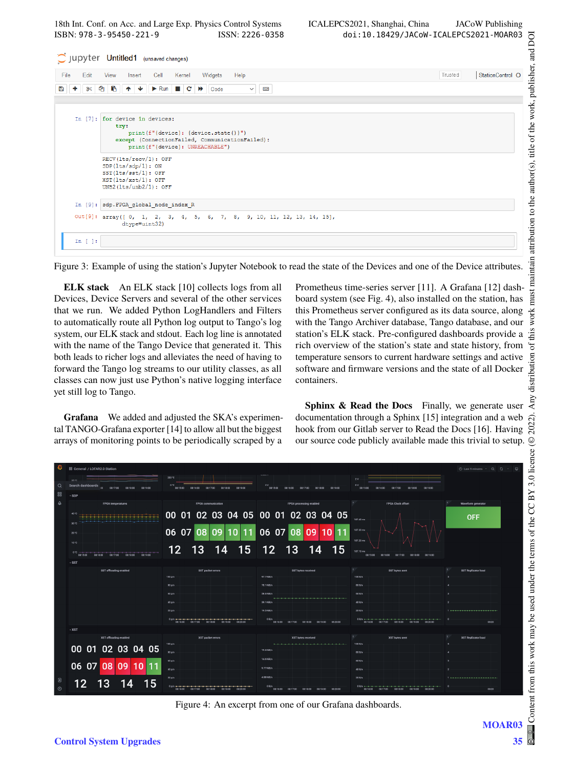Figure 3: Example of using the station's Jupyter Notebook to read the state of the Devices and one of the Device attributes.

**ELK stack** An ELK stack [10] collects logs from all Devices, Device Servers and several of the other services that we run. We added Python LogHandlers and Filters to automatically route all Python log output to Tango's log system, our ELK stack and stdout. Each log line is annotated with the name of the Tango Device that generated it. This both leads to richer logs and alleviates the need of having to forward the Tango log streams to our utility classes, as all classes can now just use Python's native logging interface yet still log to Tango.

**Grafana** We added and adjusted the SKA's experimental TANGO-Grafana exporter [14] to allow all but the biggest arrays of monitoring points to be periodically scraped by a Prometheus time-series server [11]. A Grafana [12] dashboard system (see Fig. 4), also installed on the station, has this Prometheus server configured as its data source, along with the Tango Archiver database, Tango database, and our station's ELK stack. Pre-configured dashboards provide a rich overview of the station's state and state history, from temperature sensors to current hardware settings and active software and firmware versions and the state of all Docker containers.

**Sphinx & Read the Docs** Finally, we generate user documentation through a Sphinx [15] integration and a web hook from our Gitlab server to Read the Docs [16]. Having our source code publicly available made this trivial to setup.

Figure 4: An excerpt from one of our Grafana dashboards.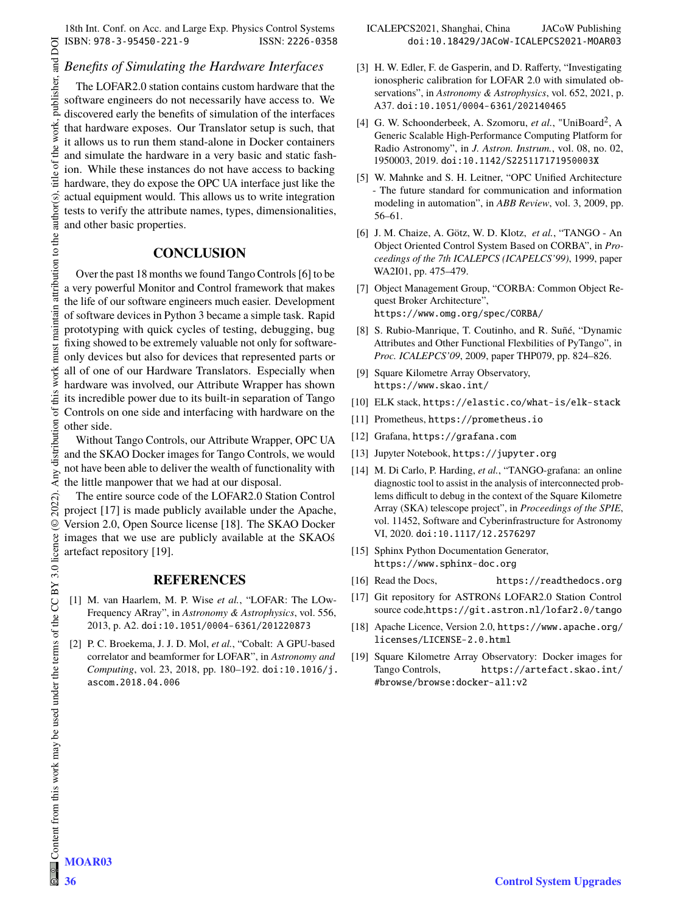### Benefits of Simulating the Hardware Interfaces

The LOFAR2.0 station contains custom hardware that the software engineers do not necessarily have access to. We discovered early the benefits of simulation of the interfaces that hardware exposes. Our Translator setup is such, that it allows us to run them stand-alone in Docker containers and simulate the hardware in a very basic and static fashion. While these instances do not have access to backing hardware, they do expose the OPC UA interface just like the actual equipment would. This allows us to write integration tests to verify the attribute names, types, dimensionalities, and other basic properties.

## CONCLUSION

Over the past 18 months we found Tango Controls [6] to be a very powerful Monitor and Control framework that makes the life of our software engineers much easier. Development of software devices in Python 3 became a simple task. Rapid prototyping with quick cycles of testing, debugging, bug fixing showed to be extremely valuable not only for software-only devices but also for devices that represented parts or all of one of our Hardware Translators. Especially when hardware was involved, our Attribute Wrapper has shown its incredible power due to its built-in separation of Tango Controls on one side and interfacing with hardware on the other side.

Without Tango Controls, our Attribute Wrapper, OPC UA and the SKAO Docker images for Tango Controls, we would not have been able to deliver the wealth of functionality with the little manpower that we had at our disposal.

The entire source code of the LOFAR2.0 Station Control project [17] is made publicly available under the Apache, Version 2.0, Open Source license [18]. The SKAO Docker images that we use are publicly available at the SKAOś artefact repository [19].

## REFERENCES

[1] M. van Haarlem, M. P. Wise *et al.*, "LOFAR: The LOw-Frequency ARray", in *Astronomy & Astrophysics*, vol. 556, 2013, p. A2. doi:10.1051/0004-6361/201220873

[2] P. C. Broekema, J. J. D. Mol, *et al.*, "Cobalt: A GPU-based correlator and beamformer for LOFAR", in *Astronomy and Computing*, vol. 23, 2018, pp. 180–192. doi:10.1016/j.ascom.2018.04.006

[3] H. W. Edler, F. de Gasperin, and D. Rafferty, "Investigating ionospheric calibration for LOFAR 2.0 with simulated observations", in *Astronomy & Astrophysics*, vol. 652, 2021, p. A37. doi:10.1051/0004-6361/202140465

[4] G. W. Schoonderbeek, A. Szomoru, *et al.*, "UniBoard$^2$, A Generic Scalable High-Performance Computing Platform for Radio Astronomy", in *J. Astron. Instrum.*, vol. 08, no. 02, 1950003, 2019. doi:10.1142/S225117171950003X

[5] W. Mahnke and S. H. Leitner, "OPC Unified Architecture - The future standard for communication and information modeling in automation", in *ABB Review*, vol. 3, 2009, pp. 56–61.

[6] J. M. Chaize, A. Götz, W. D. Klotz, *et al.*, "TANGO - An Object Oriented Control System Based on CORBA", in *Proceedings of the 7th ICALEPCS (ICAPELCS'99)*, 1999, paper WA2I01, pp. 475–479.

[7] Object Management Group, "CORBA: Common Object Request Broker Architecture", https://www.omg.org/spec/CORBA/

[8] S. Rubio-Manrique, T. Coutinho, and R. Suñé, "Dynamic Attributes and Other Functional Flexbilities of PyTango", in *Proc. ICALEPCS'09*, 2009, paper THP079, pp. 824–826.

[9] Square Kilometre Array Observatory, https://www.skao.int/

[10] ELK stack, https://elastic.co/what-is/elk-stack

[11] Prometheus, https://prometheus.io

[12] Grafana, https://grafana.com

[13] Jupyter Notebook, https://jupyter.org

[14] M. Di Carlo, P. Harding, *et al.*, "TANGO-grafana: an online diagnostic tool to assist in the analysis of interconnected problems difficult to debug in the context of the Square Kilometre Array (SKA) telescope project", in *Proceedings of the SPIE*, vol. 11452, Software and Cyberinfrastructure for Astronomy VI, 2020. doi:10.1117/12.2576297

[15] Sphinx Python Documentation Generator, https://www.sphinx-doc.org

[16] Read the Docs, https://readthedocs.org

[17] Git repository for ASTRONś LOFAR2.0 Station Control source code,https://git.astron.nl/lofar2.0/tango

[18] Apache Licence, Version 2.0, https://www.apache.org/licenses/LICENSE-2.0.html

[19] Square Kilometre Array Observatory: Docker images for Tango Controls, https://artefact.skao.int/#browse/browse:docker-all:v2